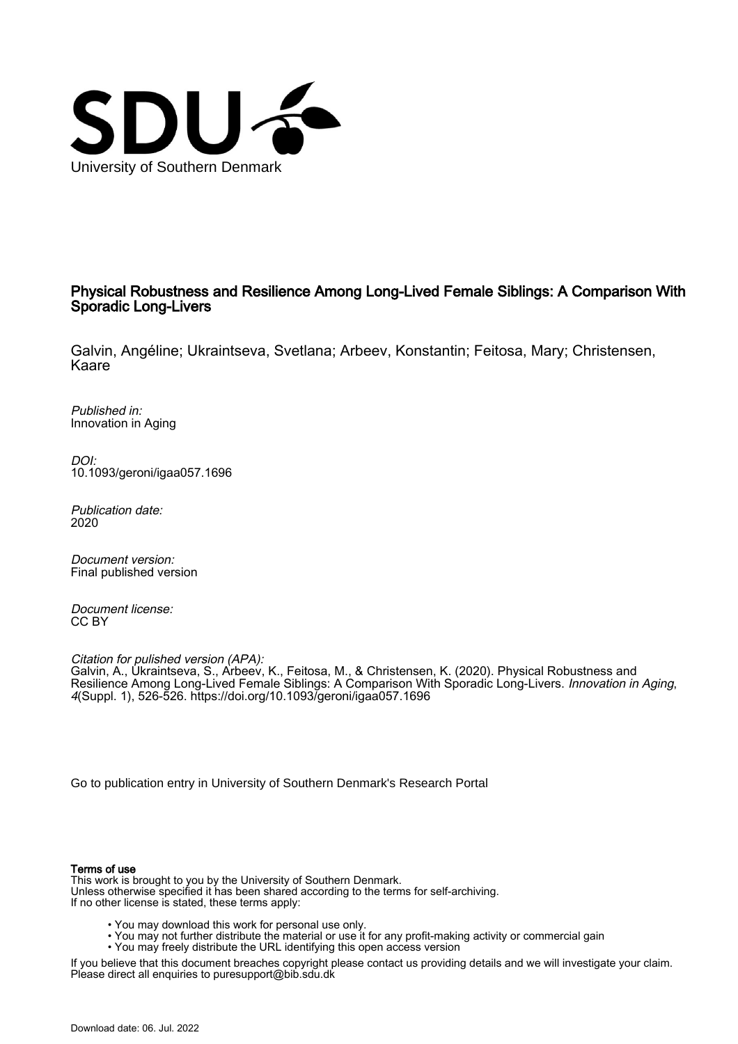University of Southern Denmark

# Physical Robustness and Resilience Among Long-Lived Female Siblings: A Comparison With Sporadic Long-Livers

Galvin, Angéline; Ukraintseva, Svetlana; Arbeev, Konstantin; Feitosa, Mary; Christensen, Kaare

*Published in:*
Innovation in Aging

*DOI:*
10.1093/geroni/igaa057.1696

*Publication date:*
2020

*Document version:*
Final published version

*Document license:*
CC BY

*Citation for pulished version (APA):*
Galvin, A., Ukraintseva, S., Arbeev, K., Feitosa, M., & Christensen, K. (2020). Physical Robustness and Resilience Among Long-Lived Female Siblings: A Comparison With Sporadic Long-Livers. *Innovation in Aging*, *4*(Suppl. 1), 526-526. https://doi.org/10.1093/geroni/igaa057.1696

Go to publication entry in University of Southern Denmark's Research Portal

**Terms of use**

This work is brought to you by the University of Southern Denmark.
Unless otherwise specified it has been shared according to the terms for self-archiving.
If no other license is stated, these terms apply:

- You may download this work for personal use only.
- You may not further distribute the material or use it for any profit-making activity or commercial gain
- You may freely distribute the URL identifying this open access version

If you believe that this document breaches copyright please contact us providing details and we will investigate your claim.
Please direct all enquiries to puresupport@bib.sdu.dk

Download date: 06. Jul. 2022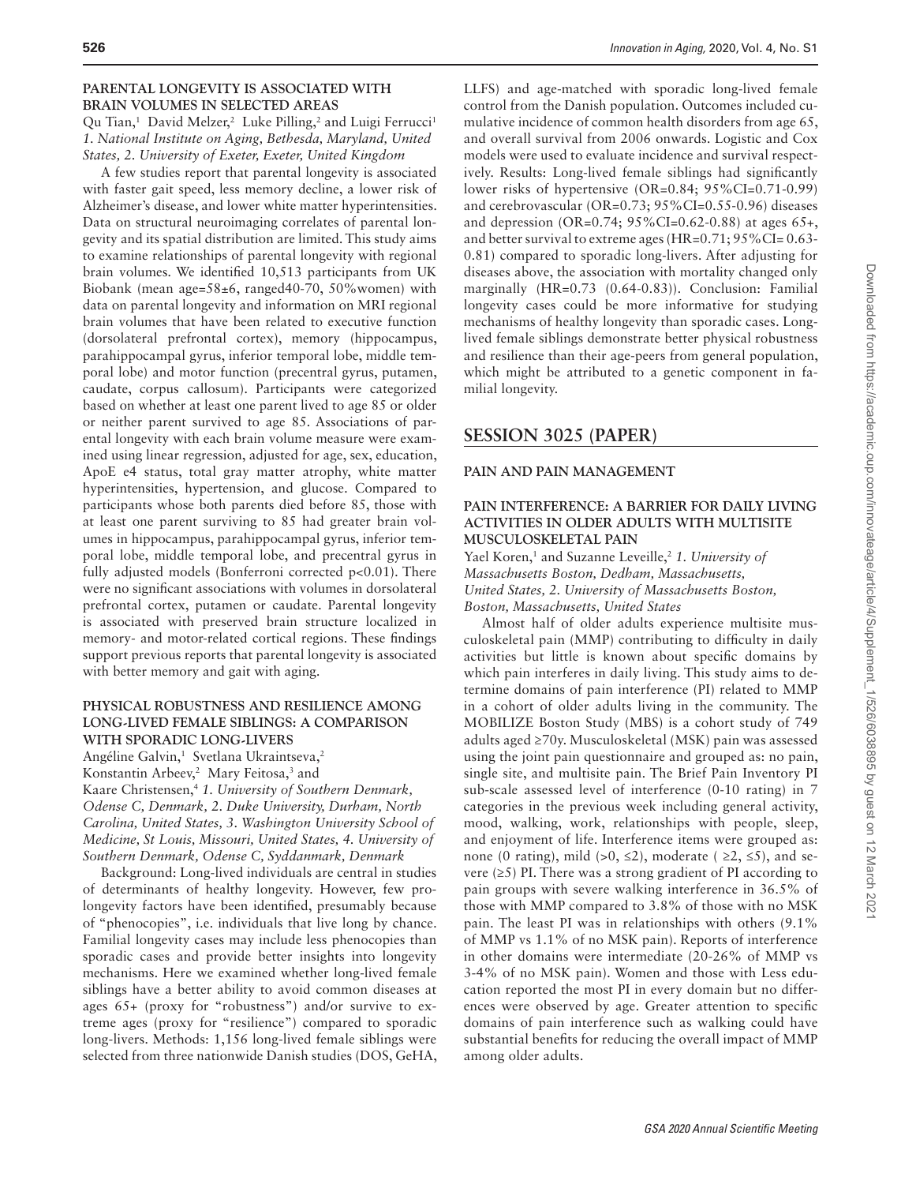### PARENTAL LONGEVITY IS ASSOCIATED WITH BRAIN VOLUMES IN SELECTED AREAS

Qu Tian,[1] David Melzer,[2] Luke Pilling,[2] and Luigi Ferrucci[1] *1. National Institute on Aging, Bethesda, Maryland, United States, 2. University of Exeter, Exeter, United Kingdom*

A few studies report that parental longevity is associated with faster gait speed, less memory decline, a lower risk of Alzheimer's disease, and lower white matter hyperintensities. Data on structural neuroimaging correlates of parental longevity and its spatial distribution are limited. This study aims to examine relationships of parental longevity with regional brain volumes. We identified 10,513 participants from UK Biobank (mean age=58±6, ranged40-70, 50%women) with data on parental longevity and information on MRI regional brain volumes that have been related to executive function (dorsolateral prefrontal cortex), memory (hippocampus, parahippocampal gyrus, inferior temporal lobe, middle temporal lobe) and motor function (precentral gyrus, putamen, caudate, corpus callosum). Participants were categorized based on whether at least one parent lived to age 85 or older or neither parent survived to age 85. Associations of parental longevity with each brain volume measure were examined using linear regression, adjusted for age, sex, education, ApoE e4 status, total gray matter atrophy, white matter hyperintensities, hypertension, and glucose. Compared to participants whose both parents died before 85, those with at least one parent surviving to 85 had greater brain volumes in hippocampus, parahippocampal gyrus, inferior temporal lobe, middle temporal lobe, and precentral gyrus in fully adjusted models (Bonferroni corrected $p<0.01$). There were no significant associations with volumes in dorsolateral prefrontal cortex, putamen or caudate. Parental longevity is associated with preserved brain structure localized in memory- and motor-related cortical regions. These findings support previous reports that parental longevity is associated with better memory and gait with aging.

### PHYSICAL ROBUSTNESS AND RESILIENCE AMONG LONG-LIVED FEMALE SIBLINGS: A COMPARISON WITH SPORADIC LONG-LIVERS

Angéline Galvin,[1] Svetlana Ukraintseva,[2] Konstantin Arbeev,[2] Mary Feitosa,[3] and Kaare Christensen,[4] *1. University of Southern Denmark, Odense C, Denmark, 2. Duke University, Durham, North Carolina, United States, 3. Washington University School of Medicine, St Louis, Missouri, United States, 4. University of Southern Denmark, Odense C, Syddanmark, Denmark*

Background: Long-lived individuals are central in studies of determinants of healthy longevity. However, few pro-longevity factors have been identified, presumably because of "phenocopies", i.e. individuals that live long by chance. Familial longevity cases may include less phenocopies than sporadic cases and provide better insights into longevity mechanisms. Here we examined whether long-lived female siblings have a better ability to avoid common diseases at ages 65+ (proxy for "robustness") and/or survive to extreme ages (proxy for "resilience") compared to sporadic long-livers. Methods: 1,156 long-lived female siblings were selected from three nationwide Danish studies (DOS, GeHA, LLFS) and age-matched with sporadic long-lived female control from the Danish population. Outcomes included cumulative incidence of common health disorders from age 65, and overall survival from 2006 onwards. Logistic and Cox models were used to evaluate incidence and survival respectively. Results: Long-lived female siblings had significantly lower risks of hypertensive (OR=0.84; 95%CI=0.71-0.99) and cerebrovascular (OR=0.73; 95%CI=0.55-0.96) diseases and depression (OR=0.74; 95%CI=0.62-0.88) at ages 65+, and better survival to extreme ages (HR=0.71; 95%CI= 0.63-0.81) compared to sporadic long-livers. After adjusting for diseases above, the association with mortality changed only marginally (HR=0.73 (0.64-0.83)). Conclusion: Familial longevity cases could be more informative for studying mechanisms of healthy longevity than sporadic cases. Long-lived female siblings demonstrate better physical robustness and resilience than their age-peers from general population, which might be attributed to a genetic component in familial longevity.

## SESSION 3025 (PAPER)

### PAIN AND PAIN MANAGEMENT

### PAIN INTERFERENCE: A BARRIER FOR DAILY LIVING ACTIVITIES IN OLDER ADULTS WITH MULTISITE MUSCULOSKELETAL PAIN

Yael Koren,[1] and Suzanne Leveille,[2] *1. University of Massachusetts Boston, Dedham, Massachusetts, United States, 2. University of Massachusetts Boston, Boston, Massachusetts, United States*

Almost half of older adults experience multisite musculoskeletal pain (MMP) contributing to difficulty in daily activities but little is known about specific domains by which pain interferes in daily living. This study aims to determine domains of pain interference (PI) related to MMP in a cohort of older adults living in the community. The MOBILIZE Boston Study (MBS) is a cohort study of 749 adults aged ≥70y. Musculoskeletal (MSK) pain was assessed using the joint pain questionnaire and grouped as: no pain, single site, and multisite pain. The Brief Pain Inventory PI sub-scale assessed level of interference (0-10 rating) in 7 categories in the previous week including general activity, mood, walking, work, relationships with people, sleep, and enjoyment of life. Interference items were grouped as: none (0 rating), mild (>0, ≤2), moderate ( ≥2, ≤5), and severe (≥5) PI. There was a strong gradient of PI according to pain groups with severe walking interference in 36.5% of those with MMP compared to 3.8% of those with no MSK pain. The least PI was in relationships with others (9.1% of MMP vs 1.1% of no MSK pain). Reports of interference in other domains were intermediate (20-26% of MMP vs 3-4% of no MSK pain). Women and those with Less education reported the most PI in every domain but no differences were observed by age. Greater attention to specific domains of pain interference such as walking could have substantial benefits for reducing the overall impact of MMP among older adults.